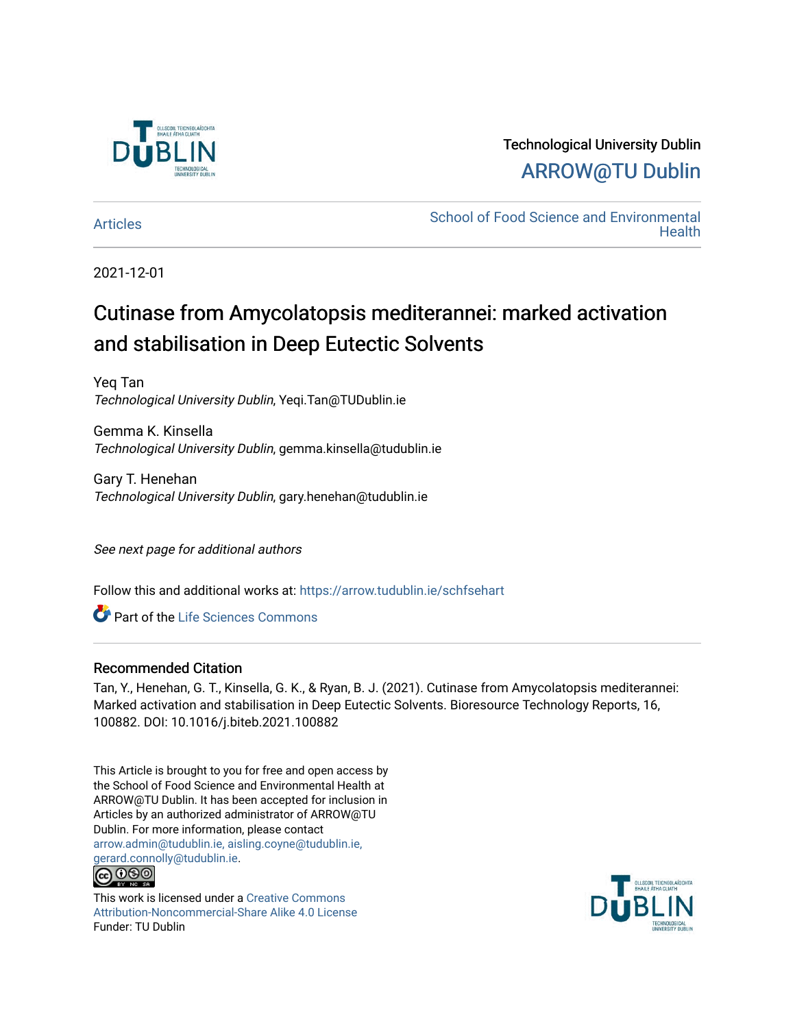Technological University Dublin

ARROW@TU Dublin

Articles

School of Food Science and Environmental Health

2021-12-01

# Cutinase from Amycolatopsis mediterannei: marked activation and stabilisation in Deep Eutectic Solvents

Yeq Tan
*Technological University Dublin*, Yeqi.Tan@TUDublin.ie

Gemma K. Kinsella
*Technological University Dublin*, gemma.kinsella@tudublin.ie

Gary T. Henehan
*Technological University Dublin*, gary.henehan@tudublin.ie

*See next page for additional authors*

Follow this and additional works at: https://arrow.tudublin.ie/schfsehart

Part of the Life Sciences Commons

## Recommended Citation

Tan, Y., Henehan, G. T., Kinsella, G. K., & Ryan, B. J. (2021). Cutinase from Amycolatopsis mediterannei: Marked activation and stabilisation in Deep Eutectic Solvents. Bioresource Technology Reports, 16, 100882. DOI: 10.1016/j.biteb.2021.100882

This Article is brought to you for free and open access by the School of Food Science and Environmental Health at ARROW@TU Dublin. It has been accepted for inclusion in Articles by an authorized administrator of ARROW@TU Dublin. For more information, please contact arrow.admin@tudublin.ie, aisling.coyne@tudublin.ie, gerard.connolly@tudublin.ie.

This work is licensed under a Creative Commons Attribution-Noncommercial-Share Alike 4.0 License
Funder: TU Dublin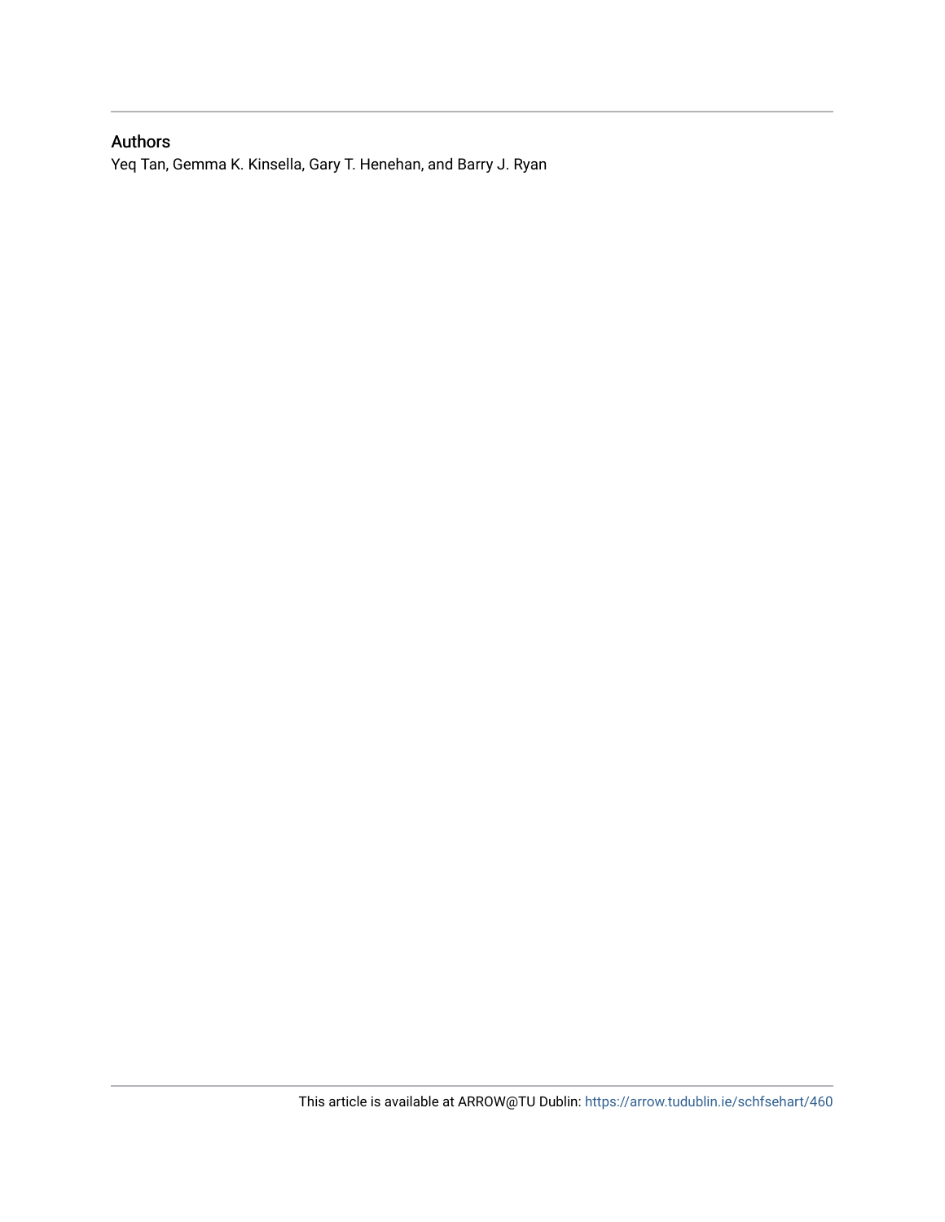## Authors

Yeq Tan, Gemma K. Kinsella, Gary T. Henehan, and Barry J. Ryan

This article is available at ARROW@TU Dublin: https://arrow.tudublin.ie/schfsehart/460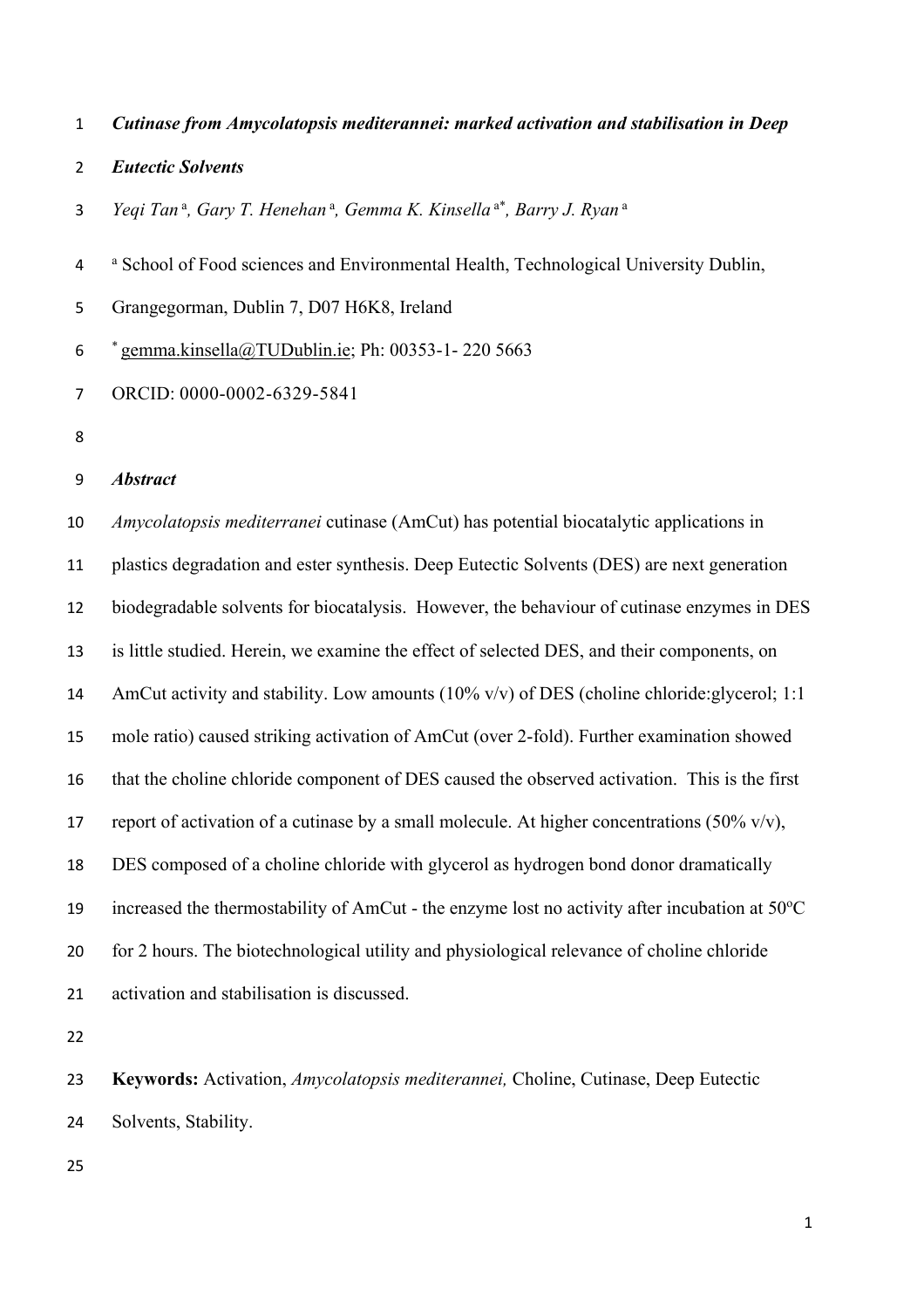***Cutinase from Amycolatopsis mediterannei: marked activation and stabilisation in Deep Eutectic Solvents***

*Yeqi Tan* [a], *Gary T. Henehan* [a], *Gemma K. Kinsella* [a*], *Barry J. Ryan* [a]

[a] School of Food sciences and Environmental Health, Technological University Dublin, Grangegorman, Dublin 7, D07 H6K8, Ireland

[*] gemma.kinsella@TUDublin.ie; Ph: 00353-1- 220 5663

ORCID: 0000-0002-6329-5841

***Abstract***

*Amycolatopsis mediterranei* cutinase (AmCut) has potential biocatalytic applications in plastics degradation and ester synthesis. Deep Eutectic Solvents (DES) are next generation biodegradable solvents for biocatalysis. However, the behaviour of cutinase enzymes in DES is little studied. Herein, we examine the effect of selected DES, and their components, on AmCut activity and stability. Low amounts (10% v/v) of DES (choline chloride:glycerol; 1:1 mole ratio) caused striking activation of AmCut (over 2-fold). Further examination showed that the choline chloride component of DES caused the observed activation. This is the first report of activation of a cutinase by a small molecule. At higher concentrations (50% v/v), DES composed of a choline chloride with glycerol as hydrogen bond donor dramatically increased the thermostability of AmCut - the enzyme lost no activity after incubation at 50°C for 2 hours. The biotechnological utility and physiological relevance of choline chloride activation and stabilisation is discussed.

**Keywords:** Activation, *Amycolatopsis mediterannei,* Choline, Cutinase, Deep Eutectic Solvents, Stability.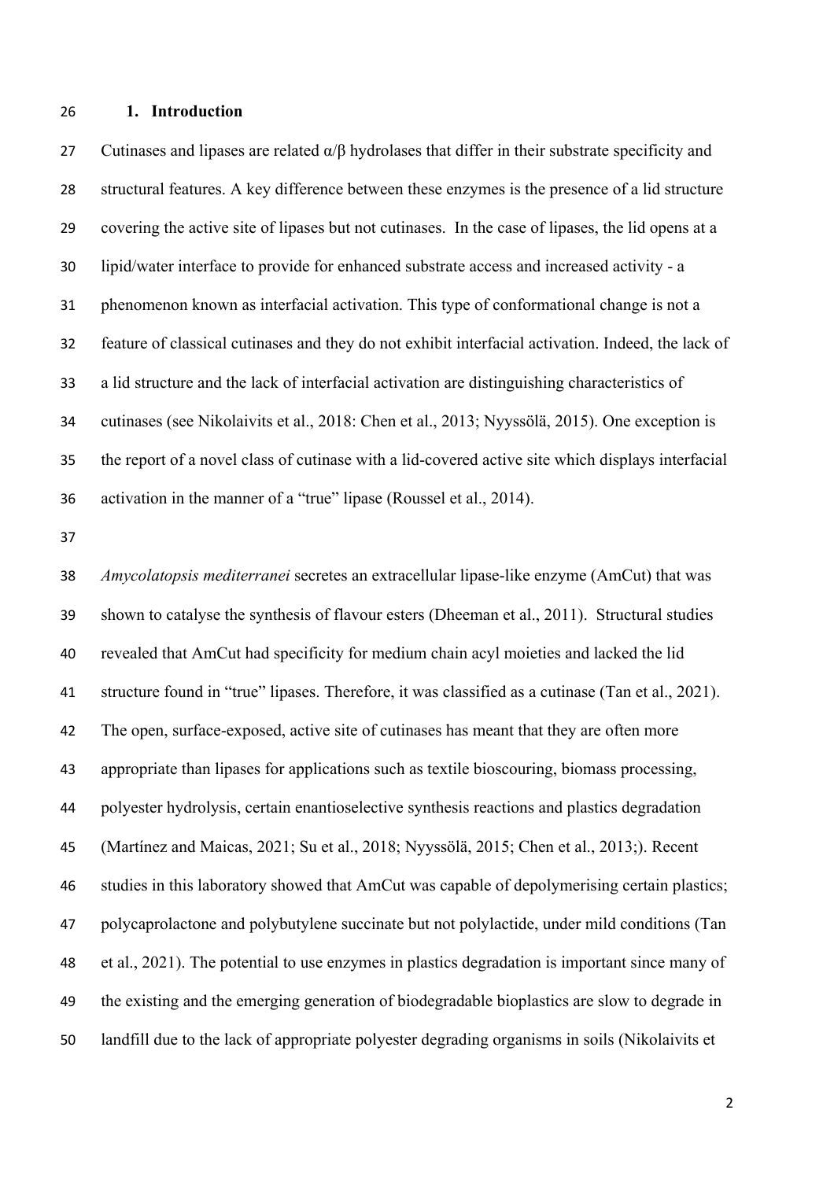## 1. Introduction

Cutinases and lipases are related α/β hydrolases that differ in their substrate specificity and structural features. A key difference between these enzymes is the presence of a lid structure covering the active site of lipases but not cutinases. In the case of lipases, the lid opens at a lipid/water interface to provide for enhanced substrate access and increased activity - a phenomenon known as interfacial activation. This type of conformational change is not a feature of classical cutinases and they do not exhibit interfacial activation. Indeed, the lack of a lid structure and the lack of interfacial activation are distinguishing characteristics of cutinases (see Nikolaivits et al., 2018: Chen et al., 2013; Nyyssölä, 2015). One exception is the report of a novel class of cutinase with a lid-covered active site which displays interfacial activation in the manner of a "true" lipase (Roussel et al., 2014).

*Amycolatopsis mediterranei* secretes an extracellular lipase-like enzyme (AmCut) that was shown to catalyse the synthesis of flavour esters (Dheeman et al., 2011). Structural studies revealed that AmCut had specificity for medium chain acyl moieties and lacked the lid structure found in "true" lipases. Therefore, it was classified as a cutinase (Tan et al., 2021). The open, surface-exposed, active site of cutinases has meant that they are often more appropriate than lipases for applications such as textile bioscouring, biomass processing, polyester hydrolysis, certain enantioselective synthesis reactions and plastics degradation (Martínez and Maicas, 2021; Su et al., 2018; Nyyssölä, 2015; Chen et al., 2013;). Recent studies in this laboratory showed that AmCut was capable of depolymerising certain plastics; polycaprolactone and polybutylene succinate but not polylactide, under mild conditions (Tan et al., 2021). The potential to use enzymes in plastics degradation is important since many of the existing and the emerging generation of biodegradable bioplastics are slow to degrade in landfill due to the lack of appropriate polyester degrading organisms in soils (Nikolaivits et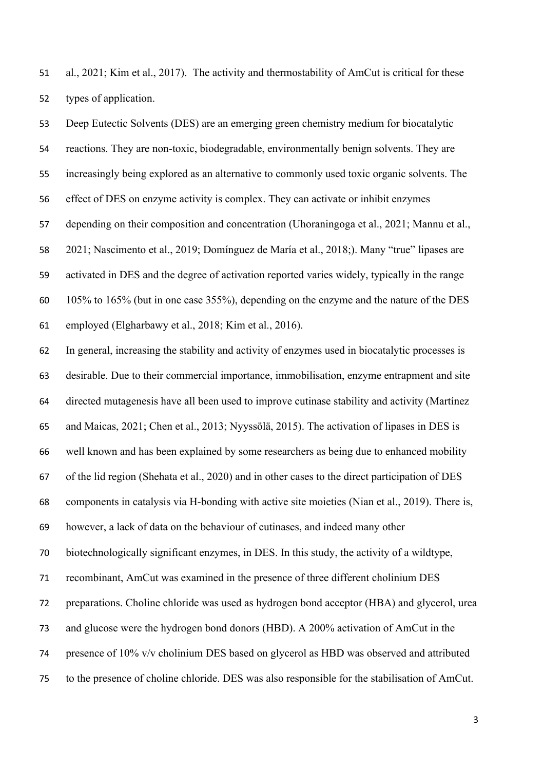al., 2021; Kim et al., 2017). The activity and thermostability of AmCut is critical for these types of application.

Deep Eutectic Solvents (DES) are an emerging green chemistry medium for biocatalytic reactions. They are non-toxic, biodegradable, environmentally benign solvents. They are increasingly being explored as an alternative to commonly used toxic organic solvents. The effect of DES on enzyme activity is complex. They can activate or inhibit enzymes depending on their composition and concentration (Uhoraningoga et al., 2021; Mannu et al., 2021; Nascimento et al., 2019; Domínguez de María et al., 2018;). Many "true" lipases are activated in DES and the degree of activation reported varies widely, typically in the range 105% to 165% (but in one case 355%), depending on the enzyme and the nature of the DES employed (Elgharbawy et al., 2018; Kim et al., 2016).

In general, increasing the stability and activity of enzymes used in biocatalytic processes is desirable. Due to their commercial importance, immobilisation, enzyme entrapment and site directed mutagenesis have all been used to improve cutinase stability and activity (Martínez and Maicas, 2021; Chen et al., 2013; Nyyssölä, 2015). The activation of lipases in DES is well known and has been explained by some researchers as being due to enhanced mobility of the lid region (Shehata et al., 2020) and in other cases to the direct participation of DES components in catalysis via H-bonding with active site moieties (Nian et al., 2019). There is, however, a lack of data on the behaviour of cutinases, and indeed many other biotechnologically significant enzymes, in DES. In this study, the activity of a wildtype, recombinant, AmCut was examined in the presence of three different cholinium DES preparations. Choline chloride was used as hydrogen bond acceptor (HBA) and glycerol, urea and glucose were the hydrogen bond donors (HBD). A 200% activation of AmCut in the presence of 10% v/v cholinium DES based on glycerol as HBD was observed and attributed to the presence of choline chloride. DES was also responsible for the stabilisation of AmCut.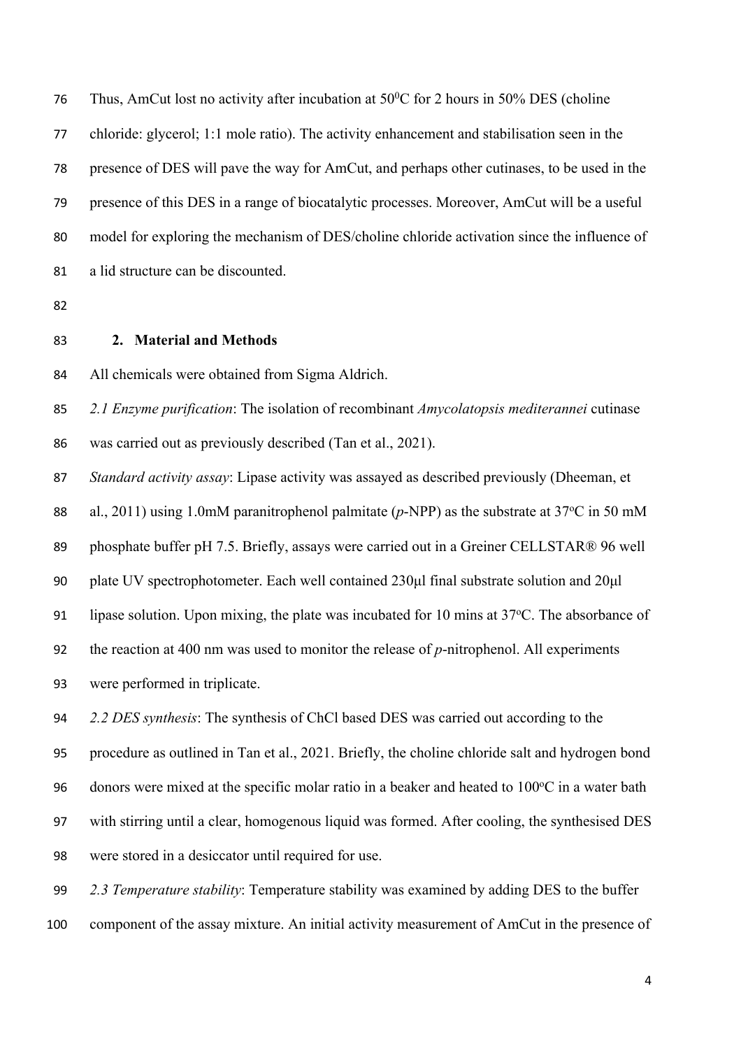Thus, AmCut lost no activity after incubation at $50^0$C for 2 hours in 50% DES (choline chloride: glycerol; 1:1 mole ratio). The activity enhancement and stabilisation seen in the presence of DES will pave the way for AmCut, and perhaps other cutinases, to be used in the presence of this DES in a range of biocatalytic processes. Moreover, AmCut will be a useful model for exploring the mechanism of DES/choline chloride activation since the influence of a lid structure can be discounted.

## 2. Material and Methods

All chemicals were obtained from Sigma Aldrich.

*2.1 Enzyme purification*: The isolation of recombinant *Amycolatopsis mediterannei* cutinase was carried out as previously described (Tan et al., 2021).

*Standard activity assay*: Lipase activity was assayed as described previously (Dheeman, et al., 2011) using 1.0mM paranitrophenol palmitate (*p*-NPP) as the substrate at 37°C in 50 mM phosphate buffer pH 7.5. Briefly, assays were carried out in a Greiner CELLSTAR® 96 well plate UV spectrophotometer. Each well contained 230µl final substrate solution and 20µl lipase solution. Upon mixing, the plate was incubated for 10 mins at 37°C. The absorbance of the reaction at 400 nm was used to monitor the release of *p*-nitrophenol. All experiments were performed in triplicate.

*2.2 DES synthesis*: The synthesis of ChCl based DES was carried out according to the procedure as outlined in Tan et al., 2021. Briefly, the choline chloride salt and hydrogen bond donors were mixed at the specific molar ratio in a beaker and heated to 100°C in a water bath with stirring until a clear, homogenous liquid was formed. After cooling, the synthesised DES were stored in a desiccator until required for use.

*2.3 Temperature stability*: Temperature stability was examined by adding DES to the buffer component of the assay mixture. An initial activity measurement of AmCut in the presence of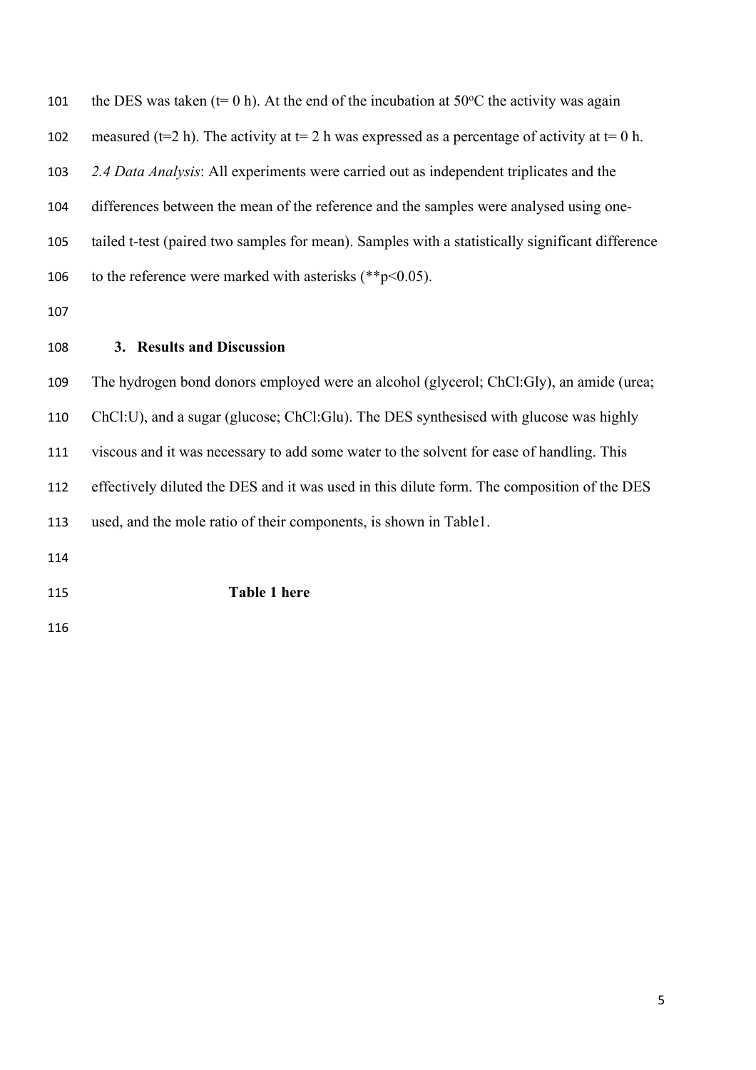the DES was taken (t= 0 h). At the end of the incubation at 50°C the activity was again measured (t=2 h). The activity at t= 2 h was expressed as a percentage of activity at t= 0 h.

*2.4 Data Analysis*: All experiments were carried out as independent triplicates and the differences between the mean of the reference and the samples were analysed using one-tailed t-test (paired two samples for mean). Samples with a statistically significant difference to the reference were marked with asterisks (**$p<0.05$).

## 3. Results and Discussion

The hydrogen bond donors employed were an alcohol (glycerol; ChCl:Gly), an amide (urea; ChCl:U), and a sugar (glucose; ChCl:Glu). The DES synthesised with glucose was highly viscous and it was necessary to add some water to the solvent for ease of handling. This effectively diluted the DES and it was used in this dilute form. The composition of the DES used, and the mole ratio of their components, is shown in Table1.

**Table 1 here**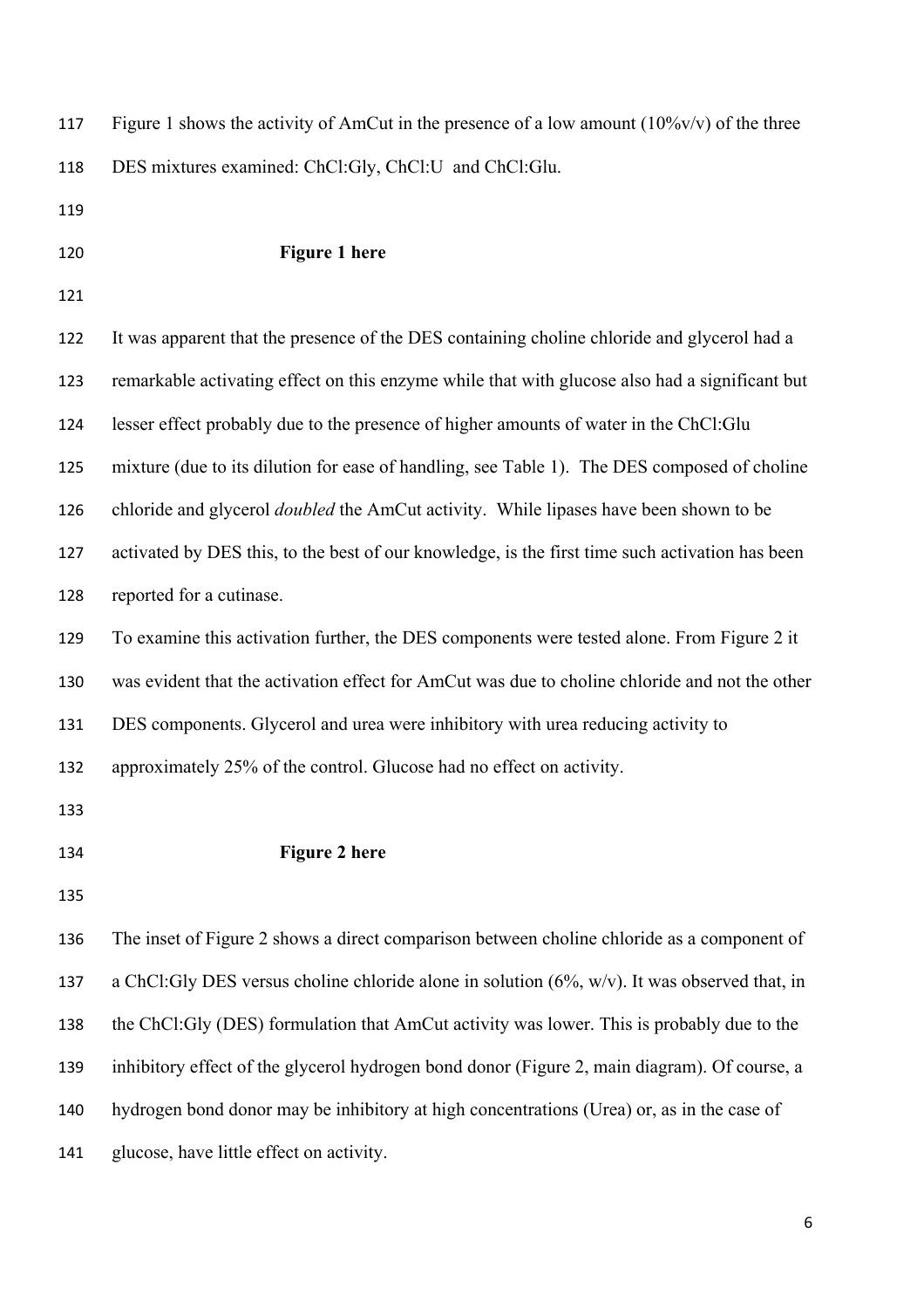Figure 1 shows the activity of AmCut in the presence of a low amount (10%v/v) of the three DES mixtures examined: ChCl:Gly, ChCl:U and ChCl:Glu.

**Figure 1 here**

It was apparent that the presence of the DES containing choline chloride and glycerol had a remarkable activating effect on this enzyme while that with glucose also had a significant but lesser effect probably due to the presence of higher amounts of water in the ChCl:Glu mixture (due to its dilution for ease of handling, see Table 1). The DES composed of choline chloride and glycerol *doubled* the AmCut activity. While lipases have been shown to be activated by DES this, to the best of our knowledge, is the first time such activation has been reported for a cutinase.

To examine this activation further, the DES components were tested alone. From Figure 2 it was evident that the activation effect for AmCut was due to choline chloride and not the other DES components. Glycerol and urea were inhibitory with urea reducing activity to approximately 25% of the control. Glucose had no effect on activity.

**Figure 2 here**

The inset of Figure 2 shows a direct comparison between choline chloride as a component of a ChCl:Gly DES versus choline chloride alone in solution (6%, w/v). It was observed that, in the ChCl:Gly (DES) formulation that AmCut activity was lower. This is probably due to the inhibitory effect of the glycerol hydrogen bond donor (Figure 2, main diagram). Of course, a hydrogen bond donor may be inhibitory at high concentrations (Urea) or, as in the case of glucose, have little effect on activity.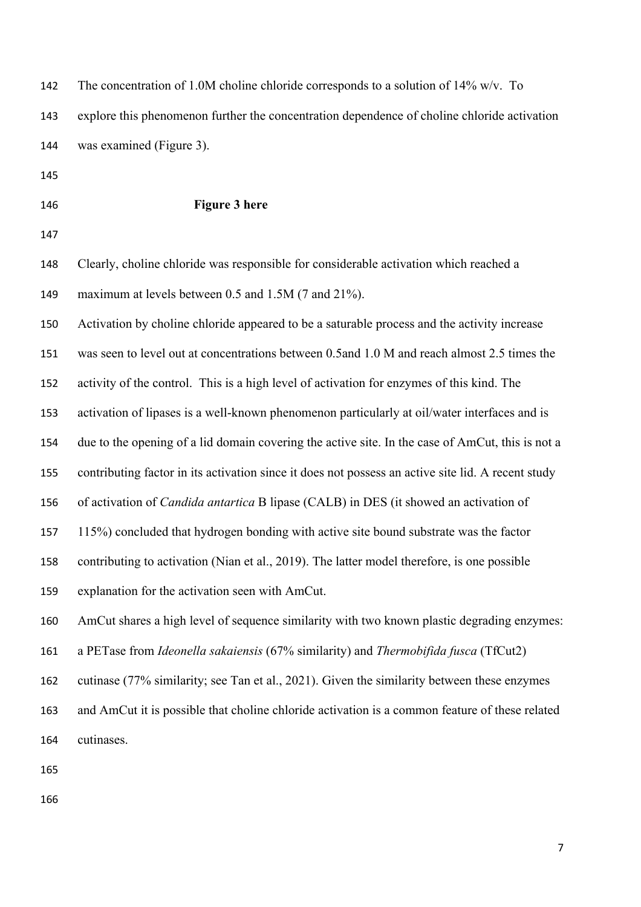The concentration of 1.0M choline chloride corresponds to a solution of 14% w/v. To explore this phenomenon further the concentration dependence of choline chloride activation was examined (Figure 3).

**Figure 3 here**

Clearly, choline chloride was responsible for considerable activation which reached a maximum at levels between 0.5 and 1.5M (7 and 21%).

Activation by choline chloride appeared to be a saturable process and the activity increase was seen to level out at concentrations between 0.5and 1.0 M and reach almost 2.5 times the activity of the control. This is a high level of activation for enzymes of this kind. The activation of lipases is a well-known phenomenon particularly at oil/water interfaces and is due to the opening of a lid domain covering the active site. In the case of AmCut, this is not a contributing factor in its activation since it does not possess an active site lid. A recent study of activation of *Candida antartica* B lipase (CALB) in DES (it showed an activation of 115%) concluded that hydrogen bonding with active site bound substrate was the factor contributing to activation (Nian et al., 2019). The latter model therefore, is one possible explanation for the activation seen with AmCut.

AmCut shares a high level of sequence similarity with two known plastic degrading enzymes: a PETase from *Ideonella sakaiensis* (67% similarity) and *Thermobifida fusca* (TfCut2) cutinase (77% similarity; see Tan et al., 2021). Given the similarity between these enzymes and AmCut it is possible that choline chloride activation is a common feature of these related cutinases.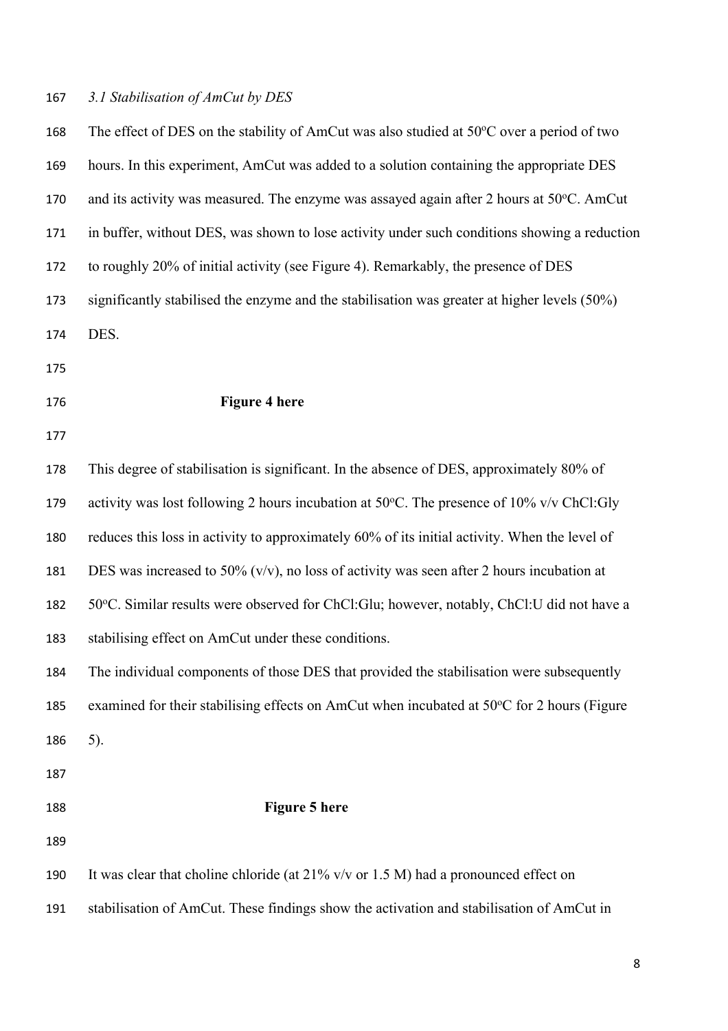### *3.1 Stabilisation of AmCut by DES*

The effect of DES on the stability of AmCut was also studied at 50°C over a period of two hours. In this experiment, AmCut was added to a solution containing the appropriate DES and its activity was measured. The enzyme was assayed again after 2 hours at 50°C. AmCut in buffer, without DES, was shown to lose activity under such conditions showing a reduction to roughly 20% of initial activity (see Figure 4). Remarkably, the presence of DES significantly stabilised the enzyme and the stabilisation was greater at higher levels (50%) DES.

**Figure 4 here**

This degree of stabilisation is significant. In the absence of DES, approximately 80% of activity was lost following 2 hours incubation at 50°C. The presence of 10% v/v ChCl:Gly reduces this loss in activity to approximately 60% of its initial activity. When the level of DES was increased to 50% (v/v), no loss of activity was seen after 2 hours incubation at 50°C. Similar results were observed for ChCl:Glu; however, notably, ChCl:U did not have a stabilising effect on AmCut under these conditions.

The individual components of those DES that provided the stabilisation were subsequently examined for their stabilising effects on AmCut when incubated at 50°C for 2 hours (Figure 5).

**Figure 5 here**

It was clear that choline chloride (at 21% v/v or 1.5 M) had a pronounced effect on stabilisation of AmCut. These findings show the activation and stabilisation of AmCut in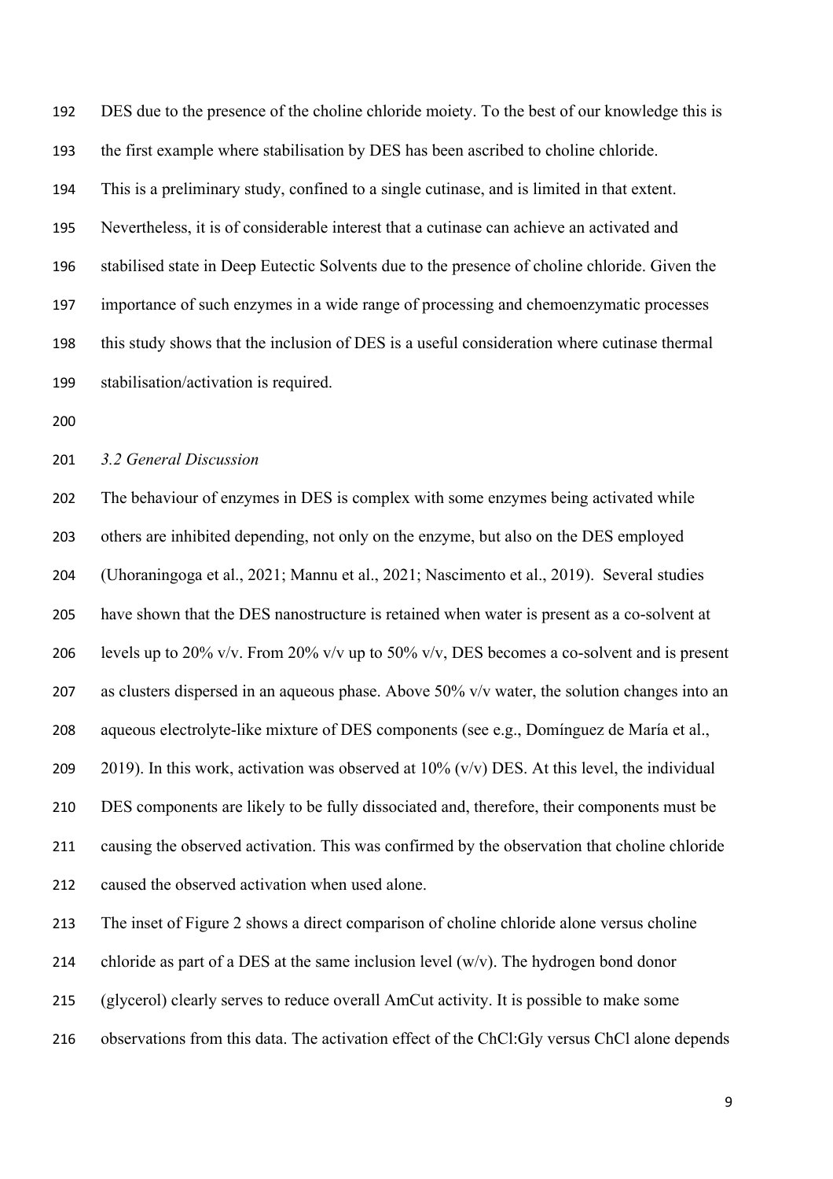DES due to the presence of the choline chloride moiety. To the best of our knowledge this is the first example where stabilisation by DES has been ascribed to choline chloride.

This is a preliminary study, confined to a single cutinase, and is limited in that extent. Nevertheless, it is of considerable interest that a cutinase can achieve an activated and stabilised state in Deep Eutectic Solvents due to the presence of choline chloride. Given the importance of such enzymes in a wide range of processing and chemoenzymatic processes this study shows that the inclusion of DES is a useful consideration where cutinase thermal stabilisation/activation is required.

### *3.2 General Discussion*

The behaviour of enzymes in DES is complex with some enzymes being activated while others are inhibited depending, not only on the enzyme, but also on the DES employed (Uhoraningoga et al., 2021; Mannu et al., 2021; Nascimento et al., 2019). Several studies have shown that the DES nanostructure is retained when water is present as a co-solvent at levels up to 20% v/v. From 20% v/v up to 50% v/v, DES becomes a co-solvent and is present as clusters dispersed in an aqueous phase. Above 50% v/v water, the solution changes into an aqueous electrolyte-like mixture of DES components (see e.g., Domínguez de María et al., 2019). In this work, activation was observed at 10% (v/v) DES. At this level, the individual DES components are likely to be fully dissociated and, therefore, their components must be causing the observed activation. This was confirmed by the observation that choline chloride caused the observed activation when used alone.

The inset of Figure 2 shows a direct comparison of choline chloride alone versus choline chloride as part of a DES at the same inclusion level (w/v). The hydrogen bond donor (glycerol) clearly serves to reduce overall AmCut activity. It is possible to make some observations from this data. The activation effect of the ChCl:Gly versus ChCl alone depends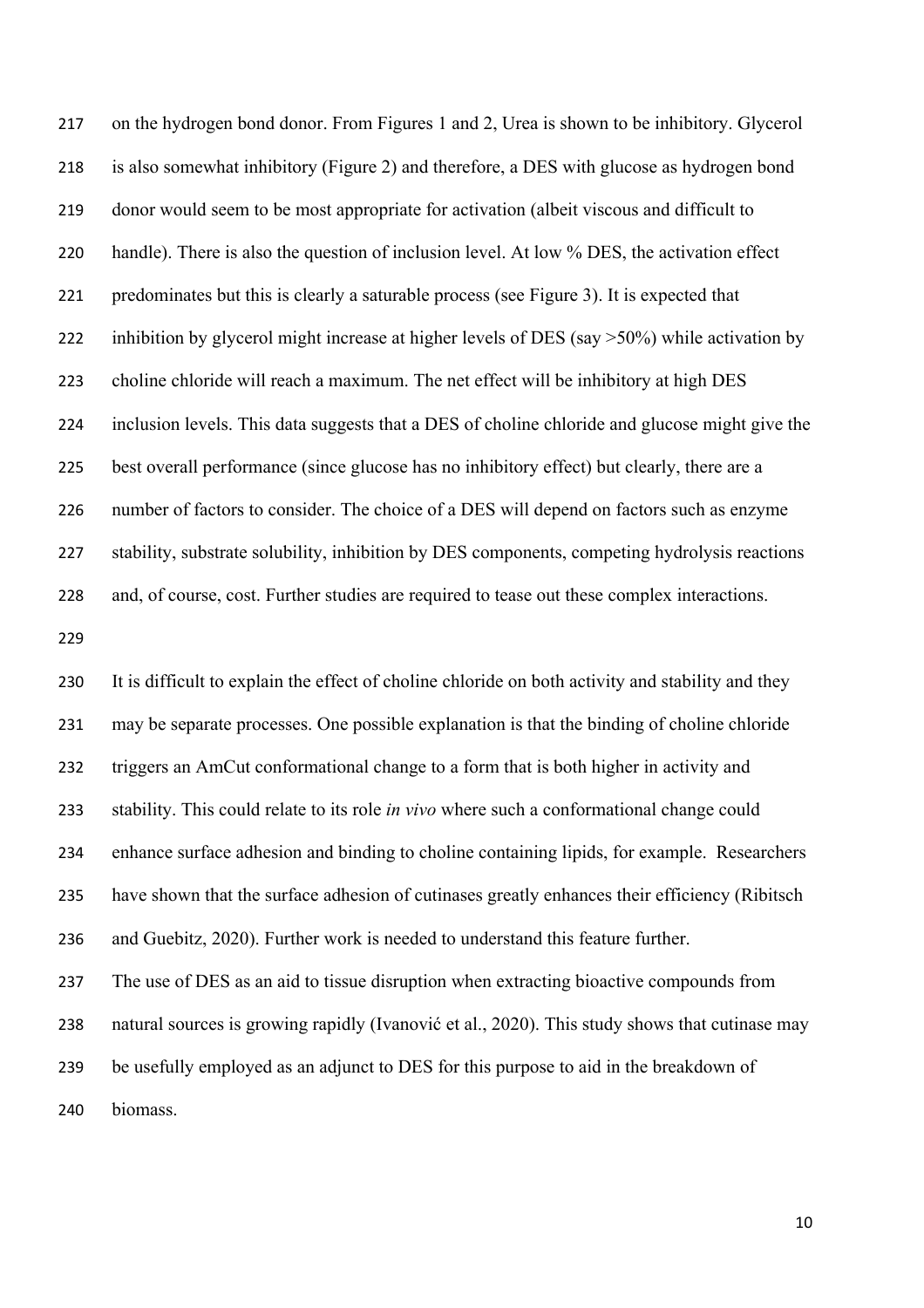on the hydrogen bond donor. From Figures 1 and 2, Urea is shown to be inhibitory. Glycerol is also somewhat inhibitory (Figure 2) and therefore, a DES with glucose as hydrogen bond donor would seem to be most appropriate for activation (albeit viscous and difficult to handle). There is also the question of inclusion level. At low % DES, the activation effect predominates but this is clearly a saturable process (see Figure 3). It is expected that inhibition by glycerol might increase at higher levels of DES (say >50%) while activation by choline chloride will reach a maximum. The net effect will be inhibitory at high DES inclusion levels. This data suggests that a DES of choline chloride and glucose might give the best overall performance (since glucose has no inhibitory effect) but clearly, there are a number of factors to consider. The choice of a DES will depend on factors such as enzyme stability, substrate solubility, inhibition by DES components, competing hydrolysis reactions and, of course, cost. Further studies are required to tease out these complex interactions.

It is difficult to explain the effect of choline chloride on both activity and stability and they may be separate processes. One possible explanation is that the binding of choline chloride triggers an AmCut conformational change to a form that is both higher in activity and stability. This could relate to its role *in vivo* where such a conformational change could enhance surface adhesion and binding to choline containing lipids, for example. Researchers have shown that the surface adhesion of cutinases greatly enhances their efficiency (Ribitsch and Guebitz, 2020). Further work is needed to understand this feature further.

The use of DES as an aid to tissue disruption when extracting bioactive compounds from natural sources is growing rapidly (Ivanović et al., 2020). This study shows that cutinase may be usefully employed as an adjunct to DES for this purpose to aid in the breakdown of biomass.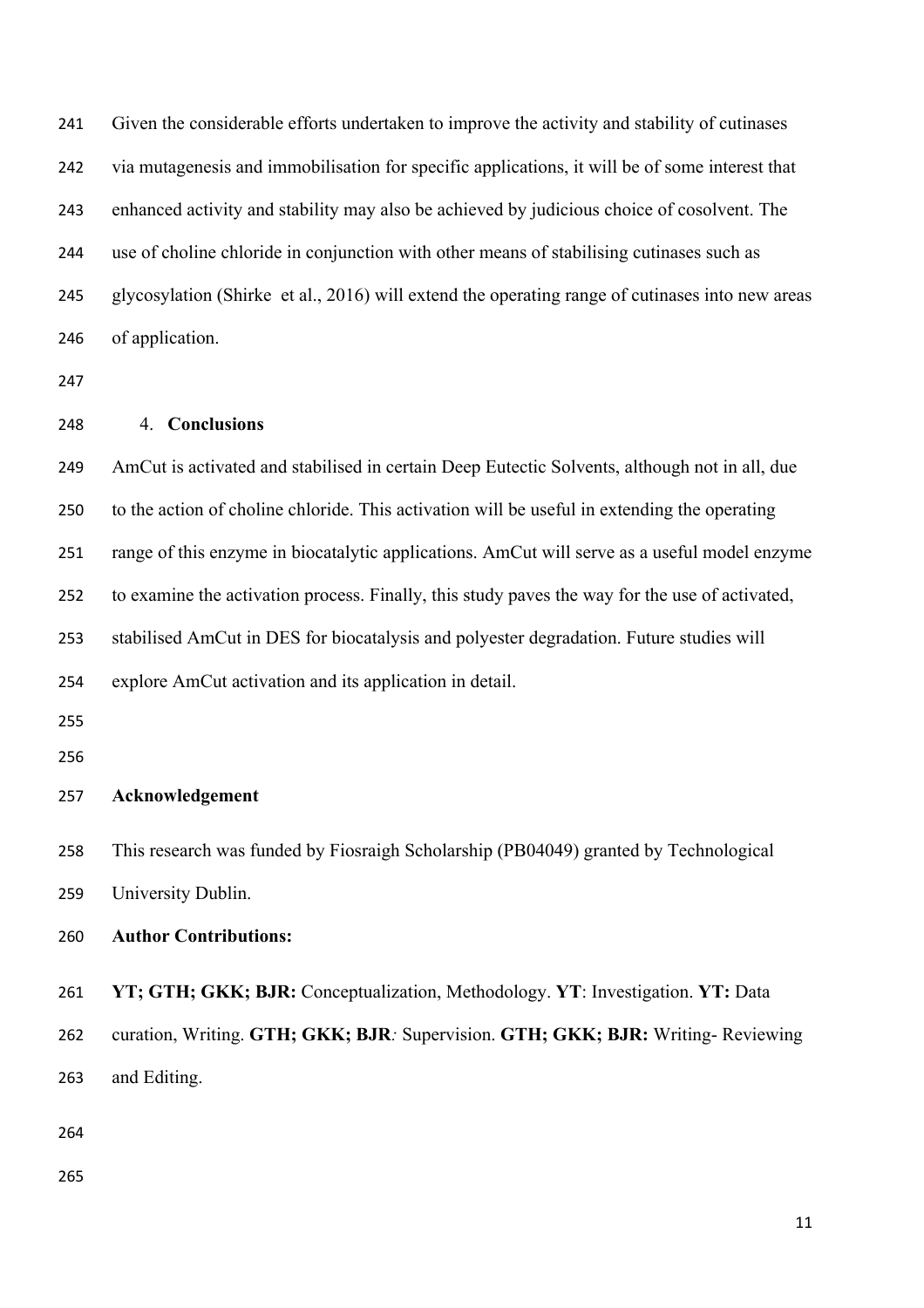Given the considerable efforts undertaken to improve the activity and stability of cutinases via mutagenesis and immobilisation for specific applications, it will be of some interest that enhanced activity and stability may also be achieved by judicious choice of cosolvent. The use of choline chloride in conjunction with other means of stabilising cutinases such as glycosylation (Shirke et al., 2016) will extend the operating range of cutinases into new areas of application.

## 4. Conclusions

AmCut is activated and stabilised in certain Deep Eutectic Solvents, although not in all, due to the action of choline chloride. This activation will be useful in extending the operating range of this enzyme in biocatalytic applications. AmCut will serve as a useful model enzyme to examine the activation process. Finally, this study paves the way for the use of activated, stabilised AmCut in DES for biocatalysis and polyester degradation. Future studies will explore AmCut activation and its application in detail.

## Acknowledgement

This research was funded by Fiosraigh Scholarship (PB04049) granted by Technological University Dublin.

## Author Contributions:

**YT; GTH; GKK; BJR:** Conceptualization, Methodology. **YT**: Investigation. **YT:** Data curation, Writing. **GTH; GKK; BJR***:* Supervision. **GTH; GKK; BJR:** Writing- Reviewing and Editing.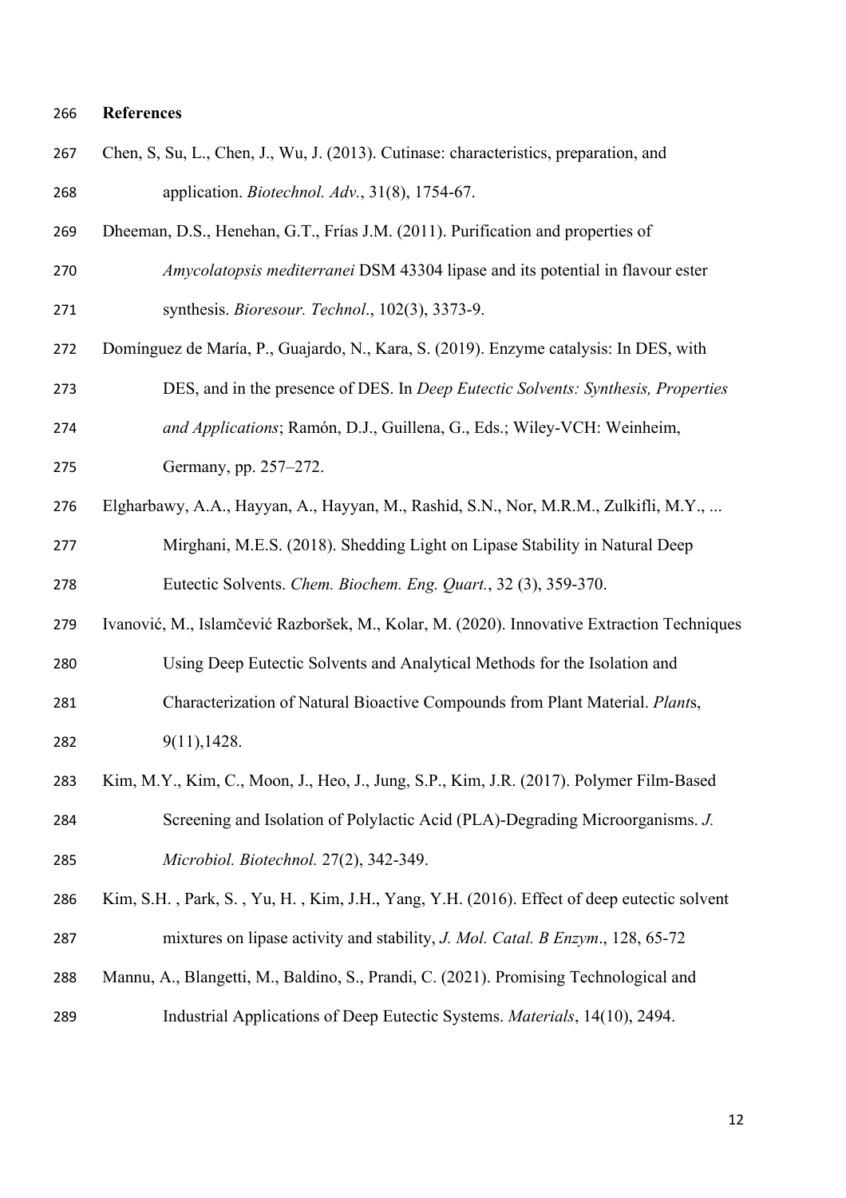## References

Chen, S, Su, L., Chen, J., Wu, J. (2013). Cutinase: characteristics, preparation, and application. *Biotechnol. Adv.*, 31(8), 1754-67.

Dheeman, D.S., Henehan, G.T., Frías J.M. (2011). Purification and properties of *Amycolatopsis mediterranei* DSM 43304 lipase and its potential in flavour ester synthesis. *Bioresour. Technol*., 102(3), 3373-9.

Domínguez de María, P., Guajardo, N., Kara, S. (2019). Enzyme catalysis: In DES, with DES, and in the presence of DES. In *Deep Eutectic Solvents: Synthesis, Properties and Applications*; Ramón, D.J., Guillena, G., Eds.; Wiley-VCH: Weinheim, Germany, pp. 257–272.

Elgharbawy, A.A., Hayyan, A., Hayyan, M., Rashid, S.N., Nor, M.R.M., Zulkifli, M.Y., ... Mirghani, M.E.S. (2018). Shedding Light on Lipase Stability in Natural Deep Eutectic Solvents. *Chem. Biochem. Eng. Quart.*, 32 (3), 359-370.

Ivanović, M., Islamčević Razboršek, M., Kolar, M. (2020). Innovative Extraction Techniques Using Deep Eutectic Solvents and Analytical Methods for the Isolation and Characterization of Natural Bioactive Compounds from Plant Material. *Plant*s, 9(11),1428.

Kim, M.Y., Kim, C., Moon, J., Heo, J., Jung, S.P., Kim, J.R. (2017). Polymer Film-Based Screening and Isolation of Polylactic Acid (PLA)-Degrading Microorganisms. *J. Microbiol. Biotechnol.* 27(2), 342-349.

Kim, S.H. , Park, S. , Yu, H. , Kim, J.H., Yang, Y.H. (2016). Effect of deep eutectic solvent mixtures on lipase activity and stability, *J. Mol. Catal. B Enzym*., 128, 65-72

Mannu, A., Blangetti, M., Baldino, S., Prandi, C. (2021). Promising Technological and Industrial Applications of Deep Eutectic Systems. *Materials*, 14(10), 2494.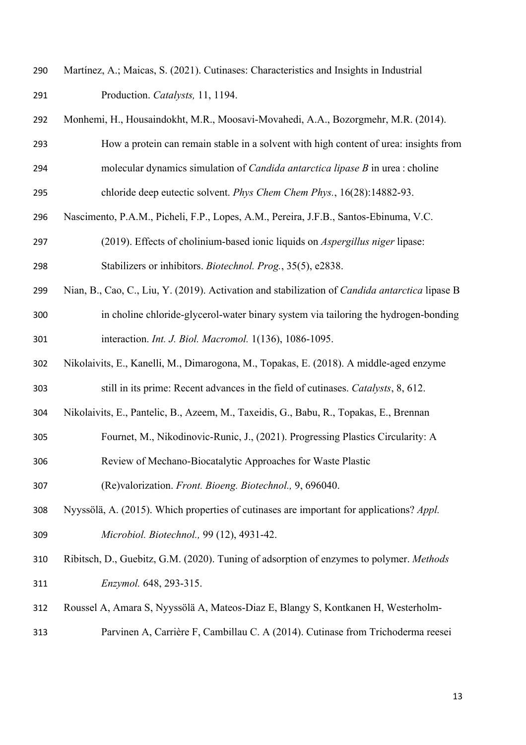Martínez, A.; Maicas, S. (2021). Cutinases: Characteristics and Insights in Industrial Production. *Catalysts,* 11, 1194.

Monhemi, H., Housaindokht, M.R., Moosavi-Movahedi, A.A., Bozorgmehr, M.R. (2014). How a protein can remain stable in a solvent with high content of urea: insights from molecular dynamics simulation of *Candida antarctica lipase B* in urea : choline chloride deep eutectic solvent. *Phys Chem Chem Phys.*, 16(28):14882-93.

Nascimento, P.A.M., Picheli, F.P., Lopes, A.M., Pereira, J.F.B., Santos-Ebinuma, V.C. (2019). Effects of cholinium-based ionic liquids on *Aspergillus niger* lipase: Stabilizers or inhibitors. *Biotechnol. Prog.*, 35(5), e2838.

Nian, B., Cao, C., Liu, Y. (2019). Activation and stabilization of *Candida antarctica* lipase B in choline chloride-glycerol-water binary system via tailoring the hydrogen-bonding interaction. *Int. J. Biol. Macromol.* 1(136), 1086-1095.

Nikolaivits, E., Kanelli, M., Dimarogona, M., Topakas, E. (2018). A middle-aged enzyme still in its prime: Recent advances in the field of cutinases. *Catalysts*, 8, 612.

Nikolaivits, E., Pantelic, B., Azeem, M., Taxeidis, G., Babu, R., Topakas, E., Brennan Fournet, M., Nikodinovic-Runic, J., (2021). Progressing Plastics Circularity: A Review of Mechano-Biocatalytic Approaches for Waste Plastic (Re)valorization. *Front. Bioeng. Biotechnol.,* 9, 696040.

Nyyssölä, A. (2015). Which properties of cutinases are important for applications? *Appl. Microbiol. Biotechnol.,* 99 (12), 4931-42.

Ribitsch, D., Guebitz, G.M. (2020). Tuning of adsorption of enzymes to polymer. *Methods Enzymol.* 648, 293-315.

Roussel A, Amara S, Nyyssölä A, Mateos-Diaz E, Blangy S, Kontkanen H, Westerholm-Parvinen A, Carrière F, Cambillau C. A (2014). Cutinase from Trichoderma reesei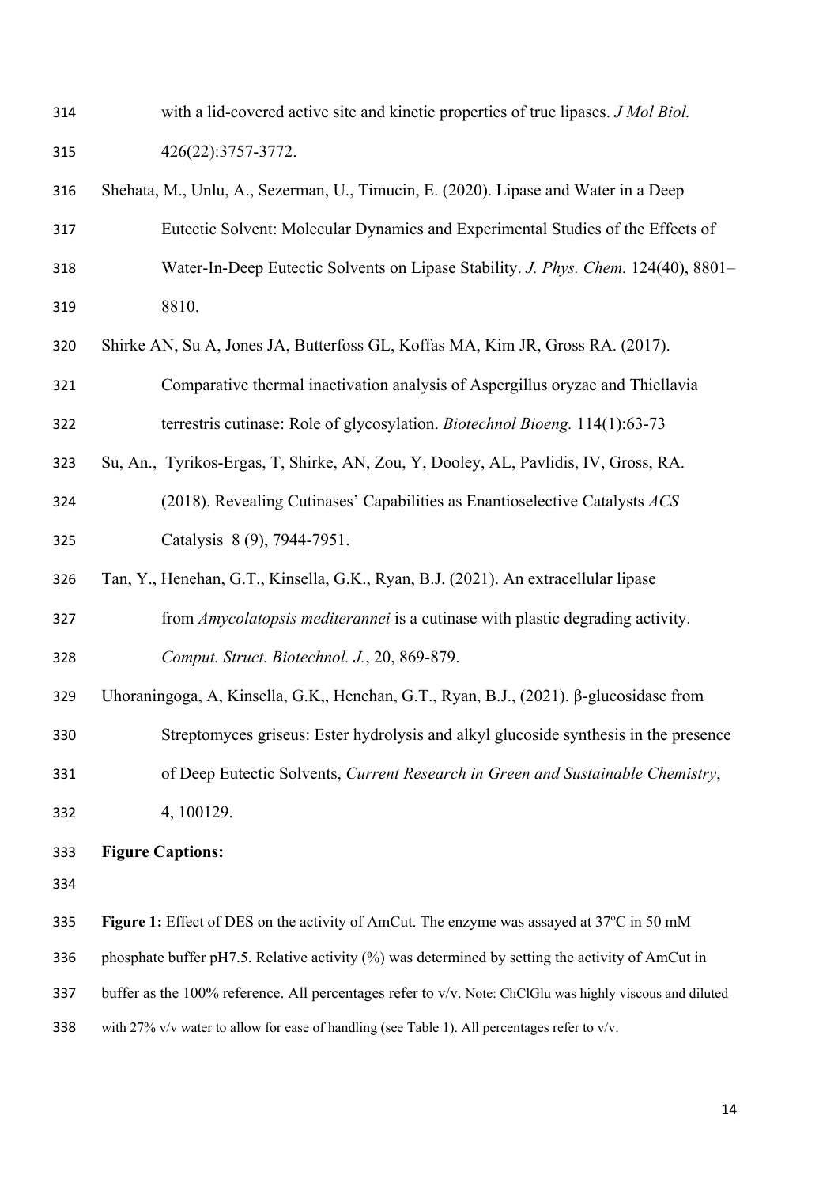with a lid-covered active site and kinetic properties of true lipases. *J Mol Biol.* 426(22):3757-3772.

Shehata, M., Unlu, A., Sezerman, U., Timucin, E. (2020). Lipase and Water in a Deep Eutectic Solvent: Molecular Dynamics and Experimental Studies of the Effects of Water-In-Deep Eutectic Solvents on Lipase Stability. *J. Phys. Chem.* 124(40), 8801–8810.

Shirke AN, Su A, Jones JA, Butterfoss GL, Koffas MA, Kim JR, Gross RA. (2017). Comparative thermal inactivation analysis of Aspergillus oryzae and Thiellavia terrestris cutinase: Role of glycosylation. *Biotechnol Bioeng.* 114(1):63-73

Su, An., Tyrikos-Ergas, T, Shirke, AN, Zou, Y, Dooley, AL, Pavlidis, IV, Gross, RA. (2018). Revealing Cutinases' Capabilities as Enantioselective Catalysts *ACS* Catalysis 8 (9), 7944-7951.

Tan, Y., Henehan, G.T., Kinsella, G.K., Ryan, B.J. (2021). An extracellular lipase from *Amycolatopsis mediterannei* is a cutinase with plastic degrading activity. *Comput. Struct. Biotechnol. J.*, 20, 869-879.

Uhoraningoga, A, Kinsella, G.K,, Henehan, G.T., Ryan, B.J., (2021). β-glucosidase from Streptomyces griseus: Ester hydrolysis and alkyl glucoside synthesis in the presence of Deep Eutectic Solvents, *Current Research in Green and Sustainable Chemistry*, 4, 100129.

**Figure Captions:**

**Figure 1:** Effect of DES on the activity of AmCut. The enzyme was assayed at 37ºC in 50 mM phosphate buffer pH7.5. Relative activity (%) was determined by setting the activity of AmCut in buffer as the 100% reference. All percentages refer to v/v. Note: ChClGlu was highly viscous and diluted with 27% v/v water to allow for ease of handling (see Table 1). All percentages refer to v/v.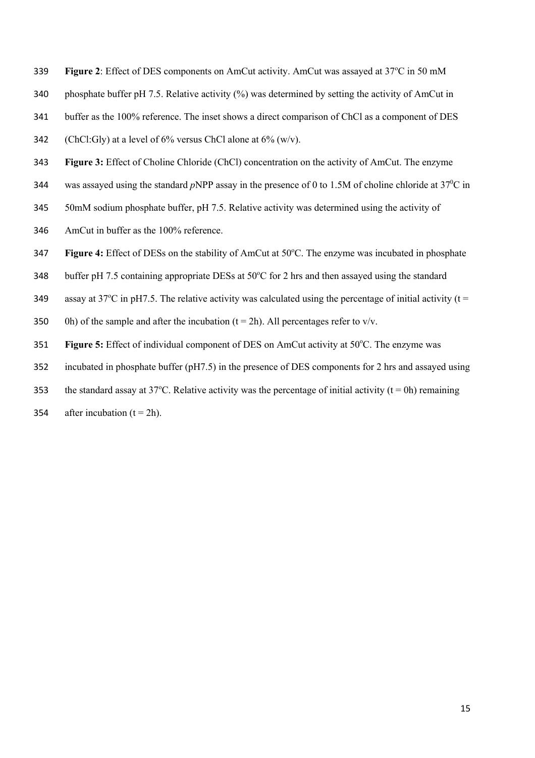**Figure 2**: Effect of DES components on AmCut activity. AmCut was assayed at 37°C in 50 mM phosphate buffer pH 7.5. Relative activity (%) was determined by setting the activity of AmCut in buffer as the 100% reference. The inset shows a direct comparison of ChCl as a component of DES (ChCl:Gly) at a level of 6% versus ChCl alone at 6% (w/v).

**Figure 3:** Effect of Choline Chloride (ChCl) concentration on the activity of AmCut. The enzyme was assayed using the standard *p*NPP assay in the presence of 0 to 1.5M of choline chloride at 37°C in 50mM sodium phosphate buffer, pH 7.5. Relative activity was determined using the activity of AmCut in buffer as the 100% reference.

**Figure 4:** Effect of DESs on the stability of AmCut at 50°C. The enzyme was incubated in phosphate buffer pH 7.5 containing appropriate DESs at 50°C for 2 hrs and then assayed using the standard assay at 37°C in pH7.5. The relative activity was calculated using the percentage of initial activity (t = 0h) of the sample and after the incubation (t = 2h). All percentages refer to v/v.

**Figure 5:** Effect of individual component of DES on AmCut activity at 50°C. The enzyme was incubated in phosphate buffer (pH7.5) in the presence of DES components for 2 hrs and assayed using the standard assay at 37°C. Relative activity was the percentage of initial activity (t = 0h) remaining after incubation (t = 2h).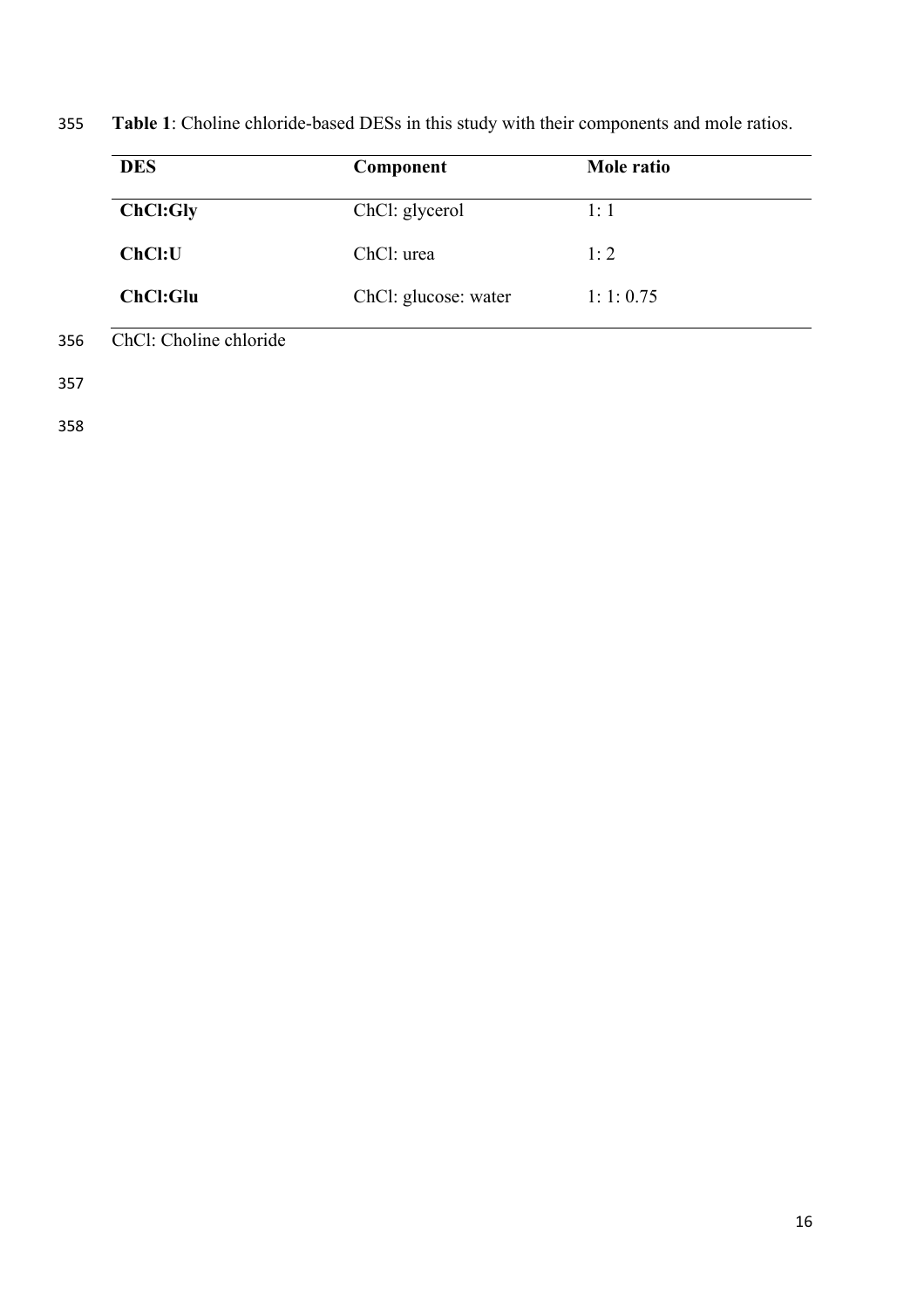**Table 1**: Choline chloride-based DESs in this study with their components and mole ratios.

| DES | Component | Mole ratio |
|---|---|---|
| **ChCl:Gly** | ChCl: glycerol | 1: 1 |
| **ChCl:U** | ChCl: urea | 1: 2 |
| **ChCl:Glu** | ChCl: glucose: water | 1: 1: 0.75 |

ChCl: Choline chloride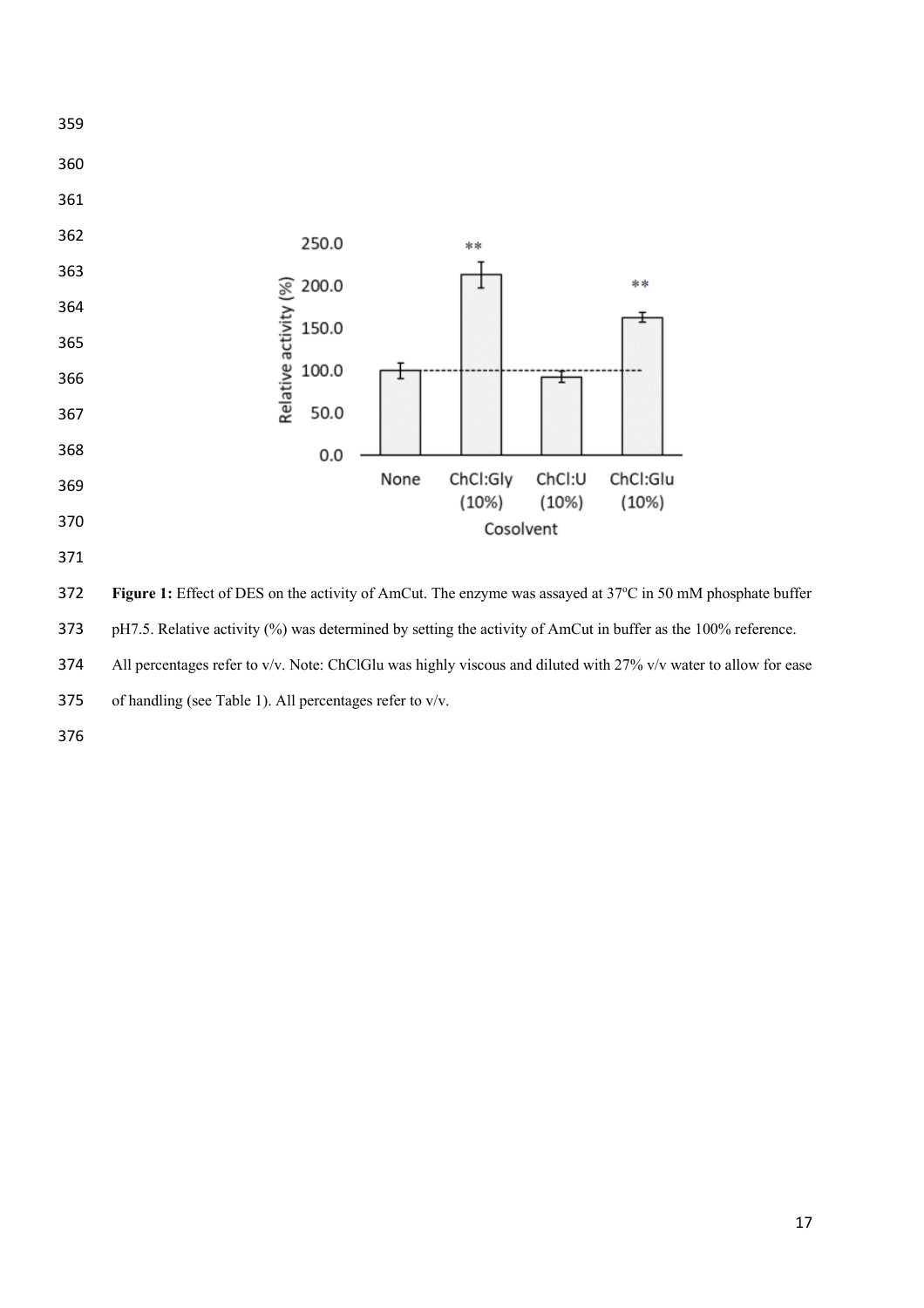Figure 1: Effect of DES on the activity of AmCut. The enzyme was assayed at 37°C in 50 mM phosphate buffer pH7.5. Relative activity (%) was determined by setting the activity of AmCut in buffer as the 100% reference. All percentages refer to v/v. Note: ChClGlu was highly viscous and diluted with 27% v/v water to allow for ease of handling (see Table 1). All percentages refer to v/v.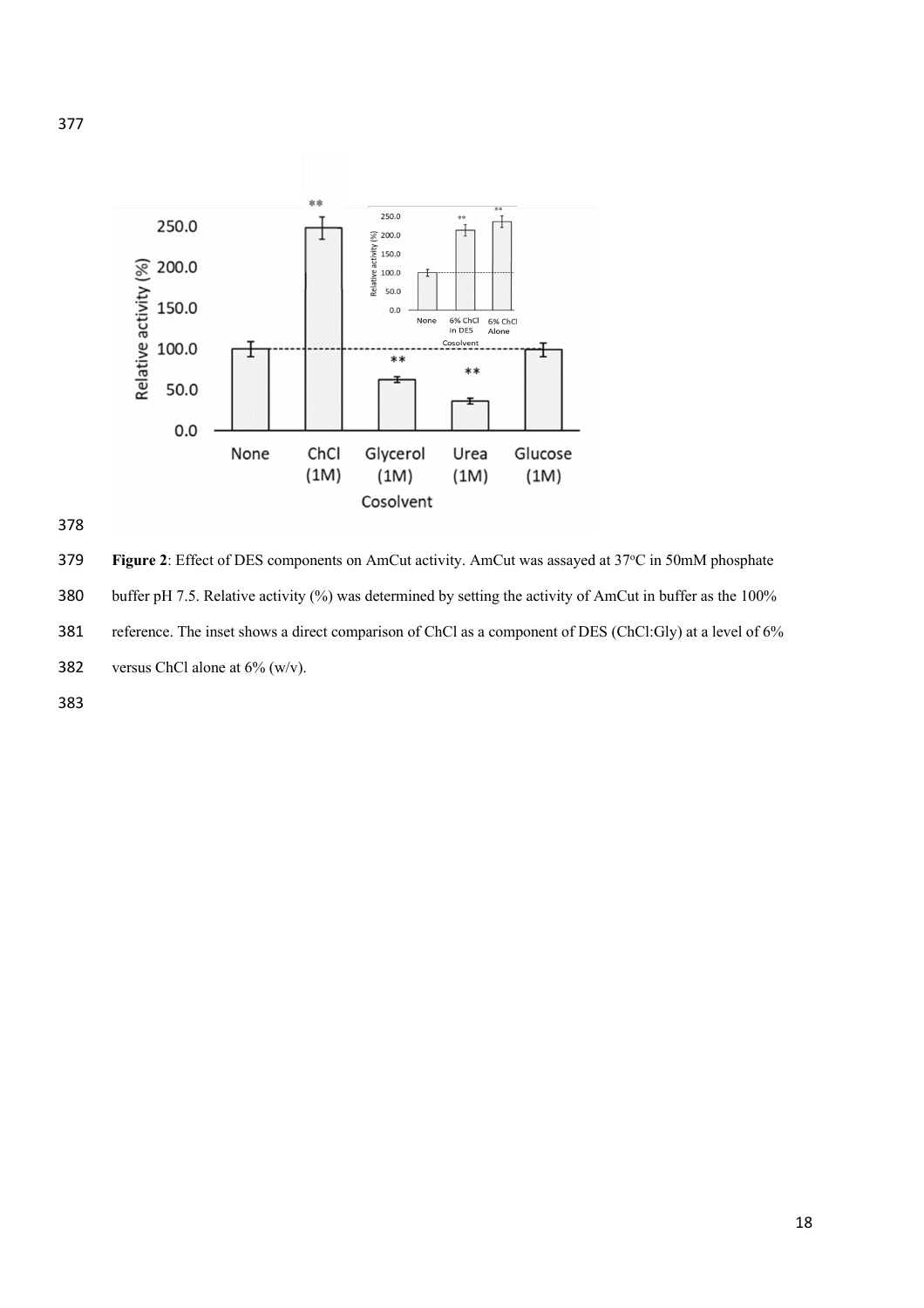Figure 2: Effect of DES components on AmCut activity. AmCut was assayed at 37°C in 50mM phosphate buffer pH 7.5. Relative activity (%) was determined by setting the activity of AmCut in buffer as the 100% reference. The inset shows a direct comparison of ChCl as a component of DES (ChCl:Gly) at a level of 6% versus ChCl alone at 6% (w/v).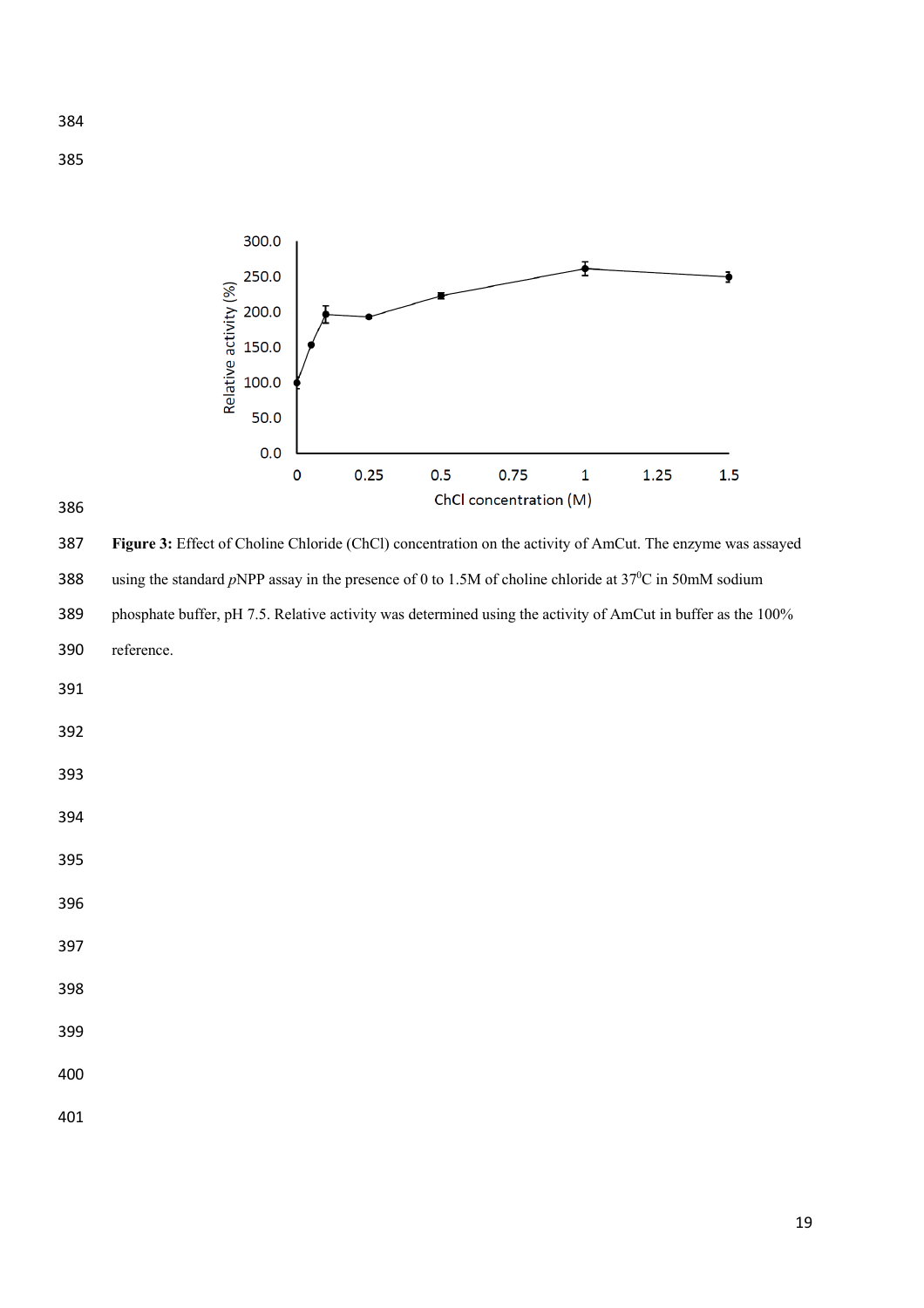**Figure 3:** Effect of Choline Chloride (ChCl) concentration on the activity of AmCut. The enzyme was assayed using the standard *p*NPP assay in the presence of 0 to 1.5M of choline chloride at 37$^0$C in 50mM sodium phosphate buffer, pH 7.5. Relative activity was determined using the activity of AmCut in buffer as the 100% reference.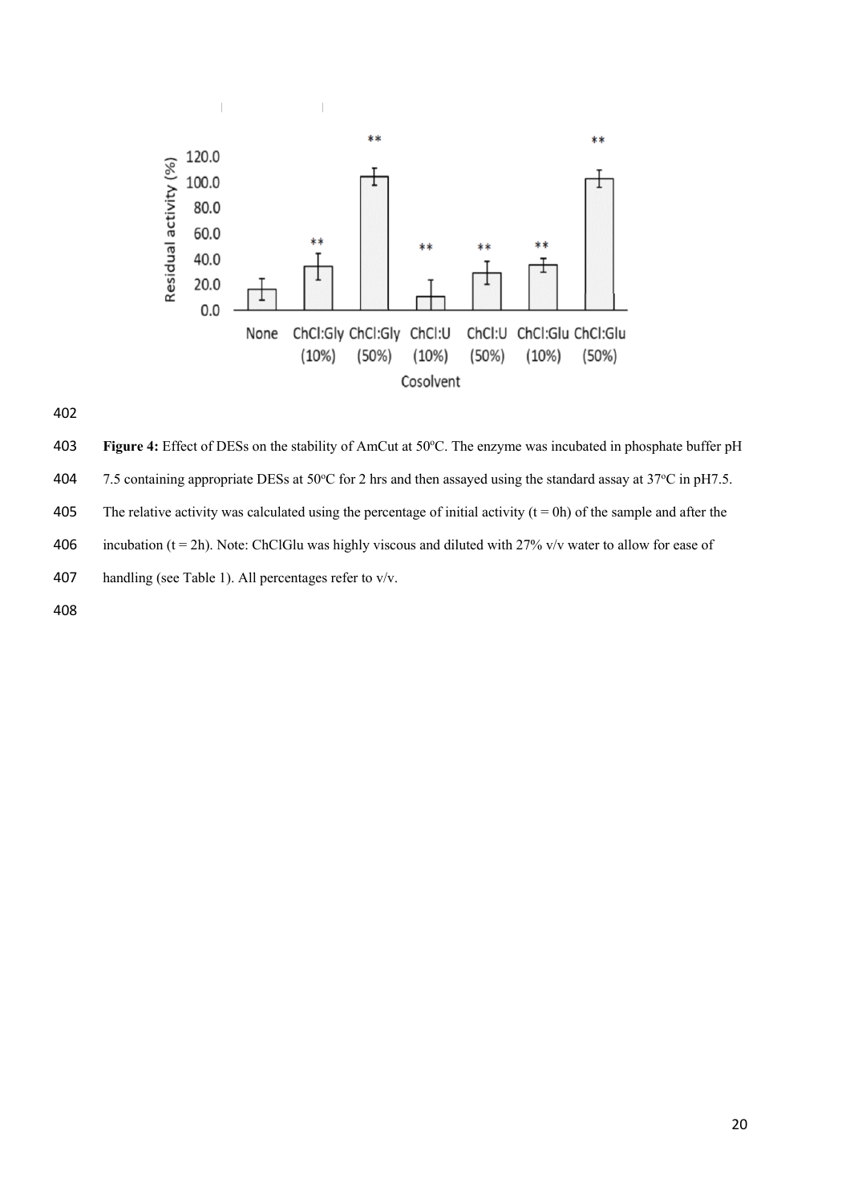**Figure 4:** Effect of DESs on the stability of AmCut at 50ºC. The enzyme was incubated in phosphate buffer pH 7.5 containing appropriate DESs at 50ºC for 2 hrs and then assayed using the standard assay at 37ºC in pH7.5. The relative activity was calculated using the percentage of initial activity (t = 0h) of the sample and after the incubation (t = 2h). Note: ChClGlu was highly viscous and diluted with 27% v/v water to allow for ease of handling (see Table 1). All percentages refer to v/v.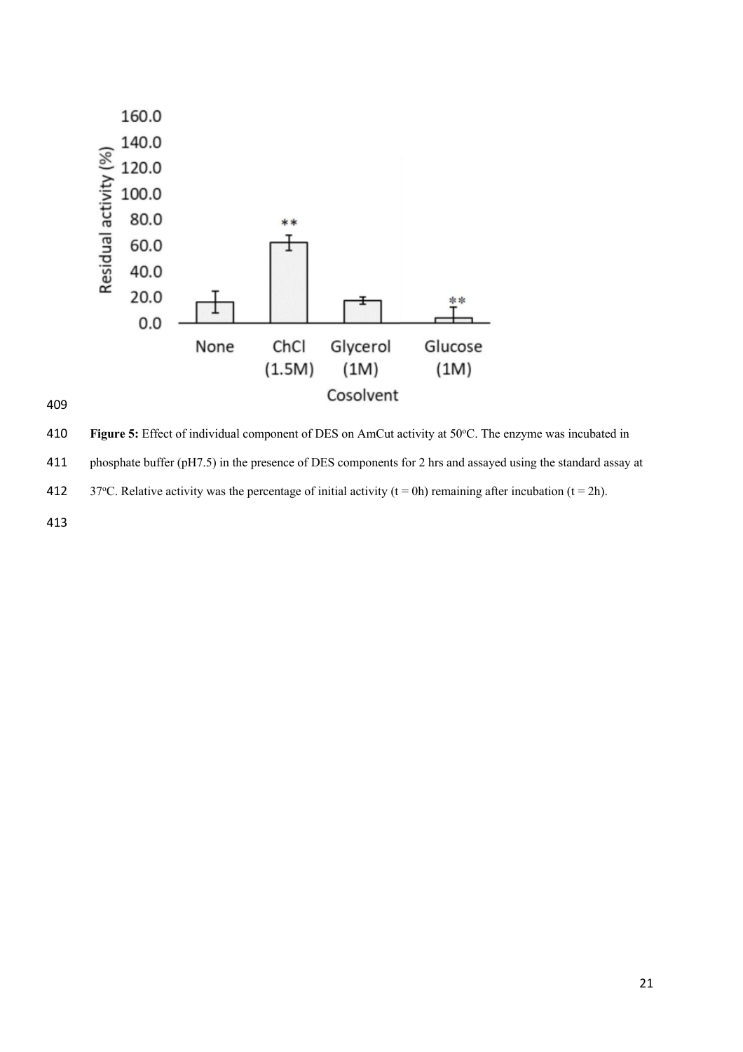160.0
140.0
120.0
100.0
80.0
60.0
40.0
20.0
0.0

Residual activity (%)

\*\*

\*\*

None

ChCl (1.5M)

Glycerol (1M)

Glucose (1M)

Cosolvent

**Figure 5:** Effect of individual component of DES on AmCut activity at 50°C. The enzyme was incubated in phosphate buffer (pH7.5) in the presence of DES components for 2 hrs and assayed using the standard assay at 37°C. Relative activity was the percentage of initial activity (t = 0h) remaining after incubation (t = 2h).